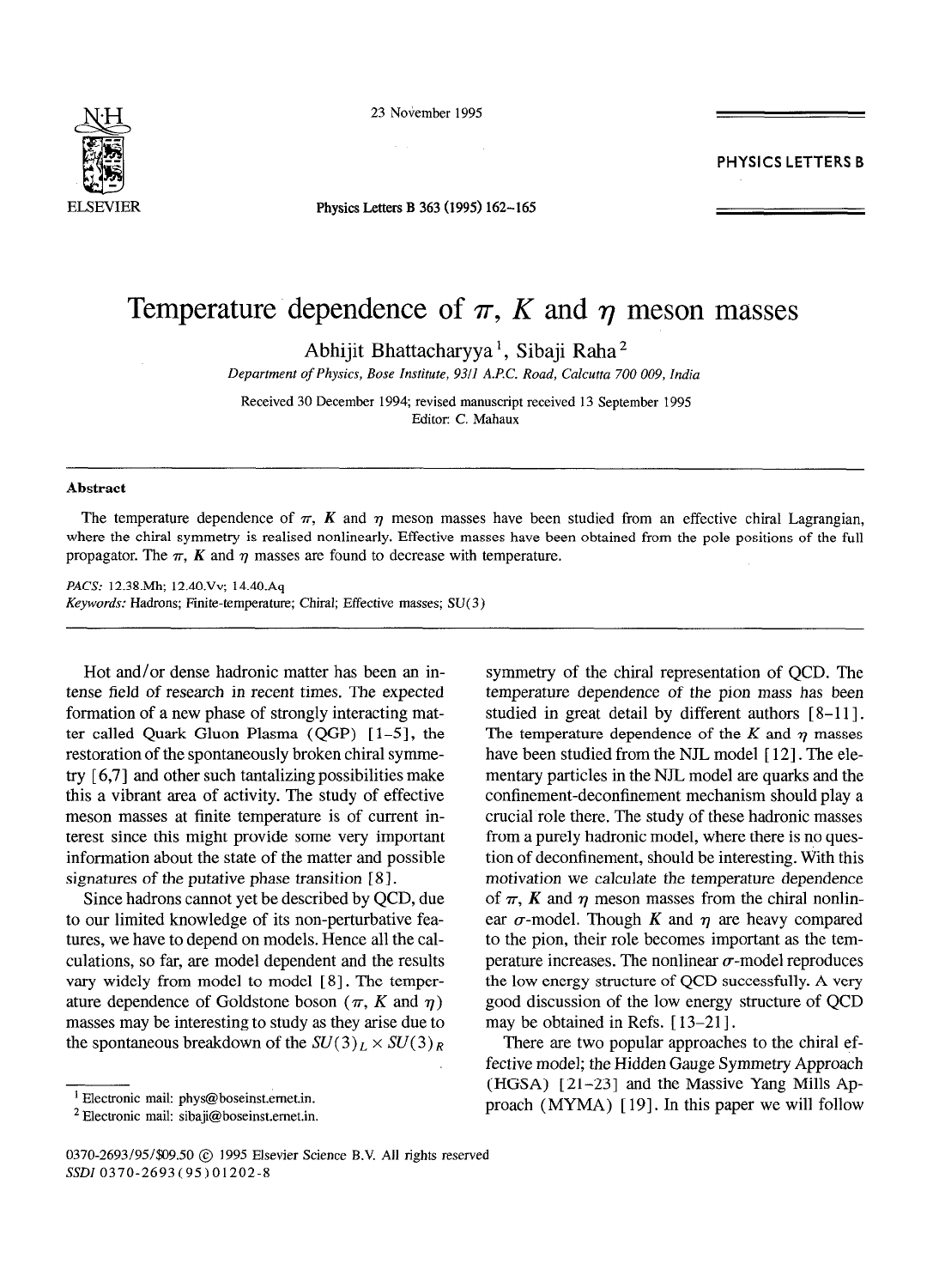# Temperature dependence of $\pi$, $K$ and $\eta$ meson masses

Abhijit Bhattacharyya [1], Sibaji Raha [2]

*Department of Physics, Bose Institute, 93/1 A.P.C. Road, Calcutta 700 009, India*

Received 30 December 1994; revised manuscript received 13 September 1995
Editor: C. Mahaux

### Abstract

The temperature dependence of $\pi$, $K$ and $\eta$ meson masses have been studied from an effective chiral Lagrangian, where the chiral symmetry is realised nonlinearly. Effective masses have been obtained from the pole positions of the full propagator. The $\pi$, $K$ and $\eta$ masses are found to decrease with temperature.

*PACS:* 12.38.Mh; 12.40.Vv; 14.40.Aq
*Keywords:* Hadrons; Finite-temperature; Chiral; Effective masses; $SU(3)$

Hot and/or dense hadronic matter has been an intense field of research in recent times. The expected formation of a new phase of strongly interacting matter called Quark Gluon Plasma (QGP) [1–5], the restoration of the spontaneously broken chiral symmetry [6,7] and other such tantalizing possibilities make this a vibrant area of activity. The study of effective meson masses at finite temperature is of current interest since this might provide some very important information about the state of the matter and possible signatures of the putative phase transition [8].

Since hadrons cannot yet be described by QCD, due to our limited knowledge of its non-perturbative features, we have to depend on models. Hence all the calculations, so far, are model dependent and the results vary widely from model to model [8]. The temperature dependence of Goldstone boson ($\pi$, $K$ and $\eta$) masses may be interesting to study as they arise due to the spontaneous breakdown of the $SU(3)_L \times SU(3)_R$ symmetry of the chiral representation of QCD. The temperature dependence of the pion mass has been studied in great detail by different authors [8–11]. The temperature dependence of the $K$ and $\eta$ masses have been studied from the NJL model [12]. The elementary particles in the NJL model are quarks and the confinement-deconfinement mechanism should play a crucial role there. The study of these hadronic masses from a purely hadronic model, where there is no question of deconfinement, should be interesting. With this motivation we calculate the temperature dependence of $\pi$, $K$ and $\eta$ meson masses from the chiral nonlinear $\sigma$-model. Though $K$ and $\eta$ are heavy compared to the pion, their role becomes important as the temperature increases. The nonlinear $\sigma$-model reproduces the low energy structure of QCD successfully. A very good discussion of the low energy structure of QCD may be obtained in Refs. [13–21].

There are two popular approaches to the chiral effective model; the Hidden Gauge Symmetry Approach (HGSA) [21–23] and the Massive Yang Mills Approach (MYMA) [19]. In this paper we will follow

[1] Electronic mail: phys@boseinst.ernet.in.
[2] Electronic mail: sibaji@boseinst.ernet.in.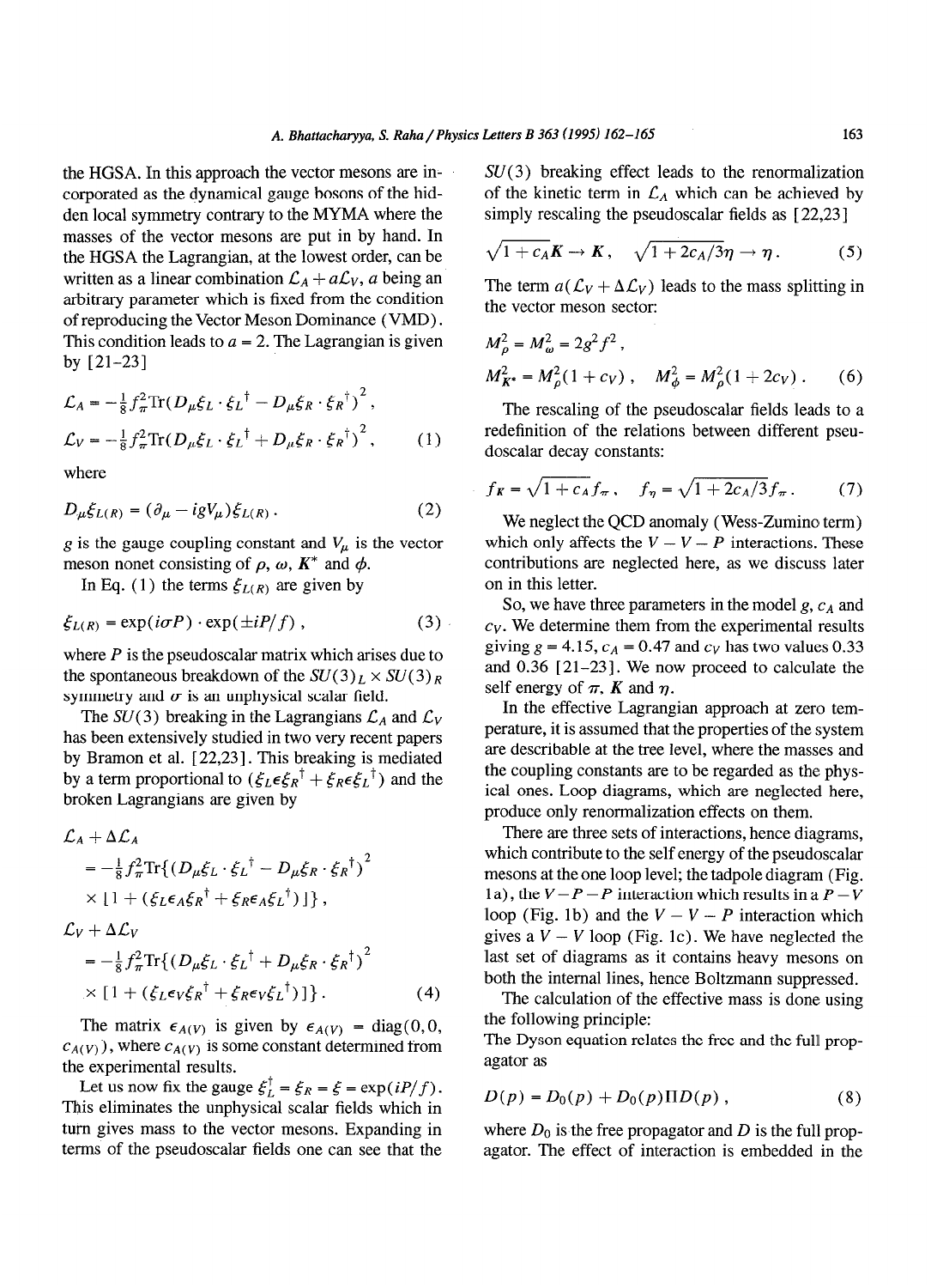the HGSA. In this approach the vector mesons are incorporated as the dynamical gauge bosons of the hidden local symmetry contrary to the MYMA where the masses of the vector mesons are put in by hand. In the HGSA the Lagrangian, at the lowest order, can be written as a linear combination $\mathcal{L}_A + a\mathcal{L}_V$, $a$ being an arbitrary parameter which is fixed from the condition of reproducing the Vector Meson Dominance (VMD). This condition leads to $a = 2$. The Lagrangian is given by [21-23]

$$\mathcal{L}_A = -\tfrac{1}{8} f_\pi^2 \mathrm{Tr}(D_\mu \xi_L \cdot \xi_L{}^\dagger - D_\mu \xi_R \cdot \xi_R{}^\dagger)^2 ,$$

$$\mathcal{L}_V = -\tfrac{1}{8} f_\pi^2 \mathrm{Tr}(D_\mu \xi_L \cdot \xi_L{}^\dagger + D_\mu \xi_R \cdot \xi_R{}^\dagger)^2 , \tag{1}$$

where

$$D_\mu \xi_{L(R)} = (\partial_\mu - igV_\mu)\xi_{L(R)} . \tag{2}$$

$g$ is the gauge coupling constant and $V_\mu$ is the vector meson nonet consisting of $\rho$, $\omega$, $K^*$ and $\phi$.

In Eq. (1) the terms $\xi_{L(R)}$ are given by

$$\xi_{L(R)} = \exp(i\sigma P) \cdot \exp(\pm iP/f) , \tag{3}$$

where $P$ is the pseudoscalar matrix which arises due to the spontaneous breakdown of the $SU(3)_L \times SU(3)_R$ symmetry and $\sigma$ is an unphysical scalar field.

The $SU(3)$ breaking in the Lagrangians $\mathcal{L}_A$ and $\mathcal{L}_V$ has been extensively studied in two very recent papers by Bramon et al. [22,23]. This breaking is mediated by a term proportional to $(\xi_L \epsilon \xi_R{}^\dagger + \xi_R \epsilon \xi_L{}^\dagger)$ and the broken Lagrangians are given by

$$\begin{aligned}
&\mathcal{L}_A + \Delta\mathcal{L}_A \\
&= -\tfrac{1}{8} f_\pi^2 \mathrm{Tr}\{(D_\mu \xi_L \cdot \xi_L{}^\dagger - D_\mu \xi_R \cdot \xi_R{}^\dagger)^2 \\
&\quad \times [1 + (\xi_L \epsilon_A \xi_R{}^\dagger + \xi_R \epsilon_A \xi_L{}^\dagger)]\} , \\
&\mathcal{L}_V + \Delta\mathcal{L}_V \\
&= -\tfrac{1}{8} f_\pi^2 \mathrm{Tr}\{(D_\mu \xi_L \cdot \xi_L{}^\dagger + D_\mu \xi_R \cdot \xi_R{}^\dagger)^2 \\
&\quad \times [1 + (\xi_L \epsilon_V \xi_R{}^\dagger + \xi_R \epsilon_V \xi_L{}^\dagger)]\} .
\end{aligned} \tag{4}$$

The matrix $\epsilon_{A(V)}$ is given by $\epsilon_{A(V)} = \mathrm{diag}(0, 0, c_{A(V)})$, where $c_{A(V)}$ is some constant determined from the experimental results.

Let us now fix the gauge $\xi_L^\dagger = \xi_R = \xi = \exp(iP/f)$. This eliminates the unphysical scalar fields which in turn gives mass to the vector mesons. Expanding in terms of the pseudoscalar fields one can see that the $SU(3)$ breaking effect leads to the renormalization of the kinetic term in $\mathcal{L}_A$ which can be achieved by simply rescaling the pseudoscalar fields as [22,23]

$$\sqrt{1 + c_A} K \to K , \quad \sqrt{1 + 2c_A/3}\eta \to \eta . \tag{5}$$

The term $a(\mathcal{L}_V + \Delta\mathcal{L}_V)$ leads to the mass splitting in the vector meson sector:

$$M_\rho^2 = M_\omega^2 = 2g^2 f^2 ,$$

$$M_{K^*}^2 = M_\rho^2 (1 + c_V) , \quad M_\phi^2 = M_\rho^2 (1 + 2c_V) . \tag{6}$$

The rescaling of the pseudoscalar fields leads to a redefinition of the relations between different pseudoscalar decay constants:

$$f_K = \sqrt{1 + c_A} f_\pi , \quad f_\eta = \sqrt{1 + 2c_A/3} f_\pi . \tag{7}$$

We neglect the QCD anomaly (Wess-Zumino term) which only affects the $V - V - P$ interactions. These contributions are neglected here, as we discuss later on in this letter.

So, we have three parameters in the model $g$, $c_A$ and $c_V$. We determine them from the experimental results giving $g = 4.15$, $c_A = 0.47$ and $c_V$ has two values 0.33 and 0.36 [21-23]. We now proceed to calculate the self energy of $\pi$, $K$ and $\eta$.

In the effective Lagrangian approach at zero temperature, it is assumed that the properties of the system are describable at the tree level, where the masses and the coupling constants are to be regarded as the physical ones. Loop diagrams, which are neglected here, produce only renormalization effects on them.

There are three sets of interactions, hence diagrams, which contribute to the self energy of the pseudoscalar mesons at the one loop level; the tadpole diagram (Fig. 1a), the $V - P - P$ interaction which results in a $P - V$ loop (Fig. 1b) and the $V - V - P$ interaction which gives a $V - V$ loop (Fig. 1c). We have neglected the last set of diagrams as it contains heavy mesons on both the internal lines, hence Boltzmann suppressed.

The calculation of the effective mass is done using the following principle:

The Dyson equation relates the free and the full propagator as

$$D(p) = D_0(p) + D_0(p)\Pi D(p) , \tag{8}$$

where $D_0$ is the free propagator and $D$ is the full propagator. The effect of interaction is embedded in the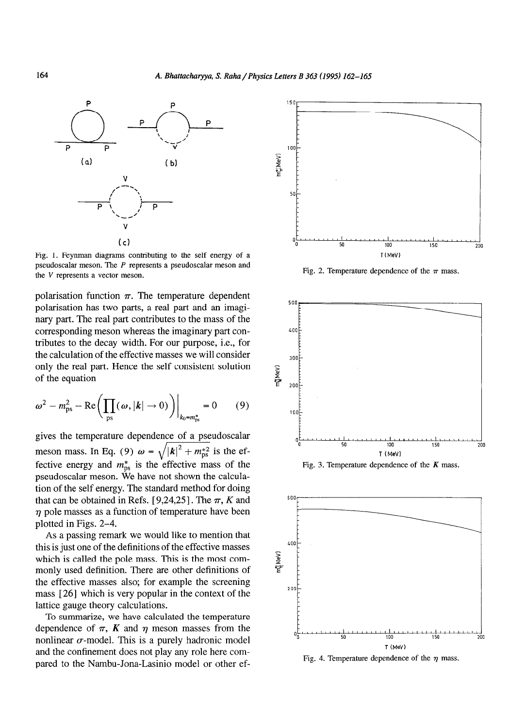Fig. 1. Feynman diagrams contributing to the self energy of a pseudoscalar meson. The $P$ represents a pseudoscalar meson and the $V$ represents a vector meson.

polarisation function $\pi$. The temperature dependent polarisation has two parts, a real part and an imaginary part. The real part contributes to the mass of the corresponding meson whereas the imaginary part contributes to the decay width. For our purpose, i.e., for the calculation of the effective masses we will consider only the real part. Hence the self consistent solution of the equation

$$\omega^2 - m_{\rm ps}^2 - \mathrm{Re}\Big(\prod_{\rm ps}(\omega, |\boldsymbol{k}| \to 0)\Big)\Big|_{k_0 = m_{\rm ps}^*} = 0 \tag{9}$$

gives the temperature dependence of a pseudoscalar meson mass. In Eq. (9) $\omega = \sqrt{|\boldsymbol{k}|^2 + m_{\rm ps}^{*2}}$ is the effective energy and $m_{\rm ps}^*$ is the effective mass of the pseudoscalar meson. We have not shown the calculation of the self energy. The standard method for doing that can be obtained in Refs. [9,24,25]. The $\pi$, $K$ and $\eta$ pole masses as a function of temperature have been plotted in Figs. 2–4.

As a passing remark we would like to mention that this is just one of the definitions of the effective masses which is called the pole mass. This is the most commonly used definition. There are other definitions of the effective masses also; for example the screening mass [26] which is very popular in the context of the lattice gauge theory calculations.

To summarize, we have calculated the temperature dependence of $\pi$, $K$ and $\eta$ meson masses from the nonlinear $\sigma$-model. This is a purely hadronic model and the confinement does not play any role here compared to the Nambu-Jona-Lasinio model or other ef-

Fig. 2. Temperature dependence of the $\pi$ mass.

Fig. 3. Temperature dependence of the $K$ mass.

Fig. 4. Temperature dependence of the $\eta$ mass.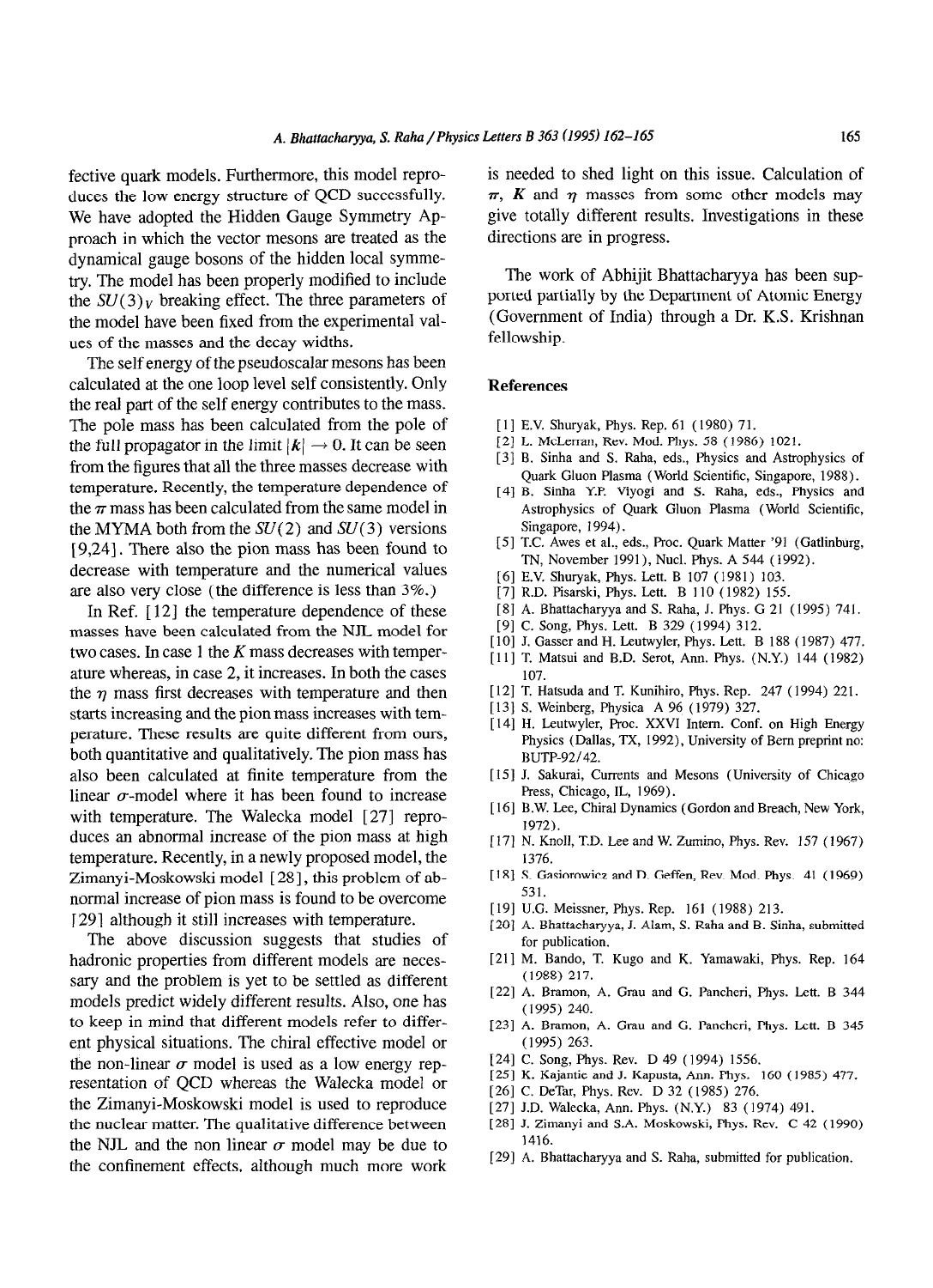fective quark models. Furthermore, this model reproduces the low energy structure of QCD successfully. We have adopted the Hidden Gauge Symmetry Approach in which the vector mesons are treated as the dynamical gauge bosons of the hidden local symmetry. The model has been properly modified to include the $SU(3)_V$ breaking effect. The three parameters of the model have been fixed from the experimental values of the masses and the decay widths.

The self energy of the pseudoscalar mesons has been calculated at the one loop level self consistently. Only the real part of the self energy contributes to the mass. The pole mass has been calculated from the pole of the full propagator in the limit $|\boldsymbol{k}| \to 0$. It can be seen from the figures that all the three masses decrease with temperature. Recently, the temperature dependence of the $\pi$ mass has been calculated from the same model in the MYMA both from the $SU(2)$ and $SU(3)$ versions [9,24]. There also the pion mass has been found to decrease with temperature and the numerical values are also very close (the difference is less than 3%.)

In Ref. [12] the temperature dependence of these masses have been calculated from the NJL model for two cases. In case 1 the $K$ mass decreases with temperature whereas, in case 2, it increases. In both the cases the $\eta$ mass first decreases with temperature and then starts increasing and the pion mass increases with temperature. These results are quite different from ours, both quantitative and qualitatively. The pion mass has also been calculated at finite temperature from the linear $\sigma$-model where it has been found to increase with temperature. The Walecka model [27] reproduces an abnormal increase of the pion mass at high temperature. Recently, in a newly proposed model, the Zimanyi-Moskowski model [28], this problem of abnormal increase of pion mass is found to be overcome [29] although it still increases with temperature.

The above discussion suggests that studies of hadronic properties from different models are necessary and the problem is yet to be settled as different models predict widely different results. Also, one has to keep in mind that different models refer to different physical situations. The chiral effective model or the non-linear $\sigma$ model is used as a low energy representation of QCD whereas the Walecka model or the Zimanyi-Moskowski model is used to reproduce the nuclear matter. The qualitative difference between the NJL and the non linear $\sigma$ model may be due to the confinement effects, although much more work is needed to shed light on this issue. Calculation of $\pi$, $K$ and $\eta$ masses from some other models may give totally different results. Investigations in these directions are in progress.

The work of Abhijit Bhattacharyya has been supported partially by the Department of Atomic Energy (Government of India) through a Dr. K.S. Krishnan fellowship.

## References

[1] E.V. Shuryak, Phys. Rep. 61 (1980) 71.
[2] L. McLerran, Rev. Mod. Phys. 58 (1986) 1021.
[3] B. Sinha and S. Raha, eds., Physics and Astrophysics of Quark Gluon Plasma (World Scientific, Singapore, 1988).
[4] B. Sinha Y.P. Viyogi and S. Raha, eds., Physics and Astrophysics of Quark Gluon Plasma (World Scientific, Singapore, 1994).
[5] T.C. Awes et al., eds., Proc. Quark Matter '91 (Gatlinburg, TN, November 1991), Nucl. Phys. A 544 (1992).
[6] E.V. Shuryak, Phys. Lett. B 107 (1981) 103.
[7] R.D. Pisarski, Phys. Lett. B 110 (1982) 155.
[8] A. Bhattacharyya and S. Raha, J. Phys. G 21 (1995) 741.
[9] C. Song, Phys. Lett. B 329 (1994) 312.
[10] J. Gasser and H. Leutwyler, Phys. Lett. B 188 (1987) 477.
[11] T. Matsui and B.D. Serot, Ann. Phys. (N.Y.) 144 (1982) 107.
[12] T. Hatsuda and T. Kunihiro, Phys. Rep. 247 (1994) 221.
[13] S. Weinberg, Physica A 96 (1979) 327.
[14] H. Leutwyler, Proc. XXVI Intern. Conf. on High Energy Physics (Dallas, TX, 1992), University of Bern preprint no: BUTP-92/42.
[15] J. Sakurai, Currents and Mesons (University of Chicago Press, Chicago, IL, 1969).
[16] B.W. Lee, Chiral Dynamics (Gordon and Breach, New York, 1972).
[17] N. Knoll, T.D. Lee and W. Zumino, Phys. Rev. 157 (1967) 1376.
[18] S. Gasiorowicz and D. Geffen, Rev. Mod. Phys. 41 (1969) 531.
[19] U.G. Meissner, Phys. Rep. 161 (1988) 213.
[20] A. Bhattacharyya, J. Alam, S. Raha and B. Sinha, submitted for publication.
[21] M. Bando, T. Kugo and K. Yamawaki, Phys. Rep. 164 (1988) 217.
[22] A. Bramon, A. Grau and G. Pancheri, Phys. Lett. B 344 (1995) 240.
[23] A. Bramon, A. Grau and G. Pancheri, Phys. Lett. B 345 (1995) 263.
[24] C. Song, Phys. Rev. D 49 (1994) 1556.
[25] K. Kajantie and J. Kapusta, Ann. Phys. 160 (1985) 477.
[26] C. DeTar, Phys. Rev. D 32 (1985) 276.
[27] J.D. Walecka, Ann. Phys. (N.Y.) 83 (1974) 491.
[28] J. Zimanyi and S.A. Moskowski, Phys. Rev. C 42 (1990) 1416.
[29] A. Bhattacharyya and S. Raha, submitted for publication.